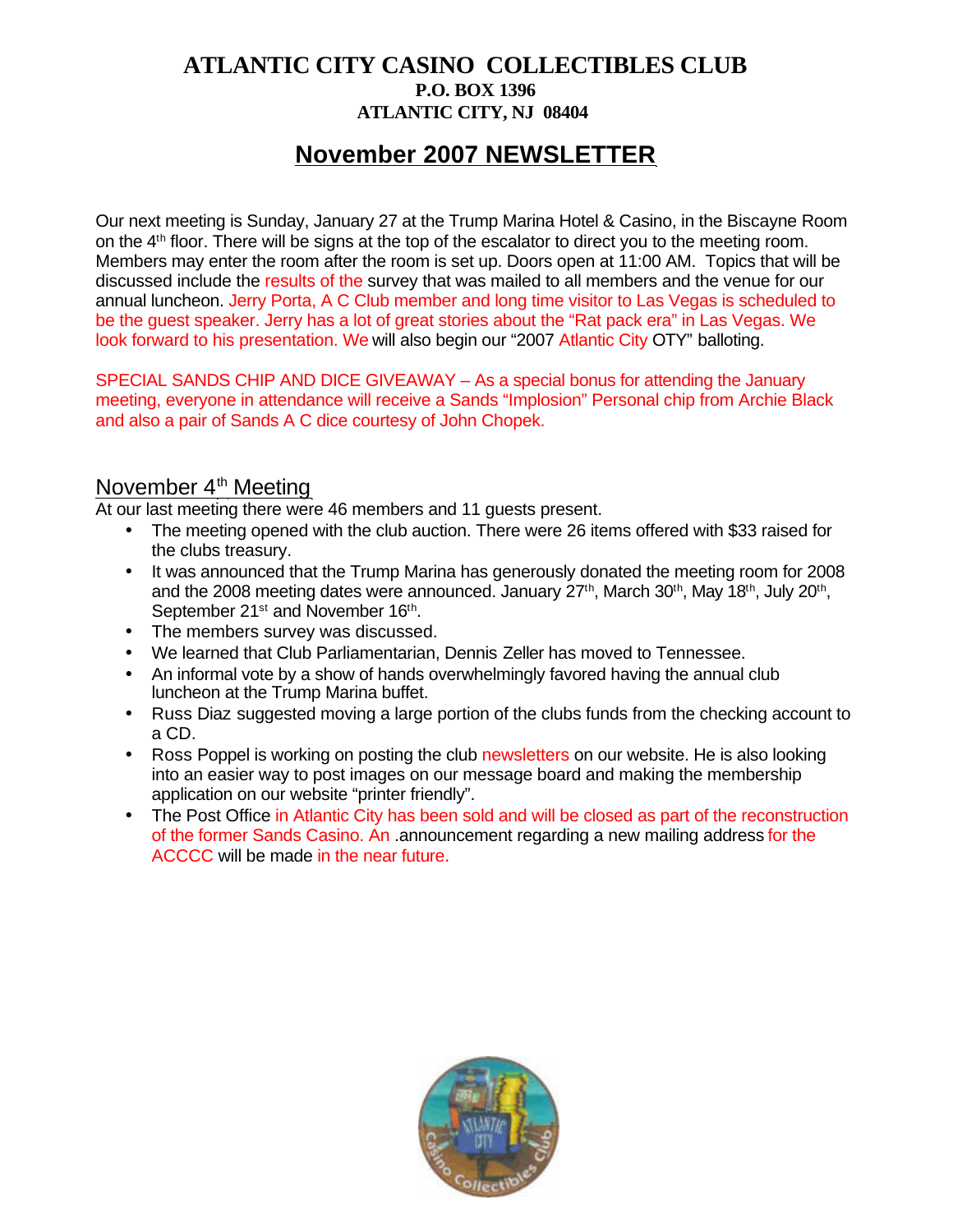# ATLANTIC CITY CASINO COLLECTIBLES CLUB

**P.O. BOX 1396**
**ATLANTIC CITY, NJ 08404**

## November 2007 NEWSLETTER

Our next meeting is Sunday, January 27 at the Trump Marina Hotel & Casino, in the Biscayne Room on the 4th floor. There will be signs at the top of the escalator to direct you to the meeting room. Members may enter the room after the room is set up. Doors open at 11:00 AM. Topics that will be discussed include the results of the survey that was mailed to all members and the venue for our annual luncheon. Jerry Porta, A C Club member and long time visitor to Las Vegas is scheduled to be the guest speaker. Jerry has a lot of great stories about the "Rat pack era" in Las Vegas. We look forward to his presentation. We will also begin our "2007 Atlantic City OTY" balloting.

SPECIAL SANDS CHIP AND DICE GIVEAWAY – As a special bonus for attending the January meeting, everyone in attendance will receive a Sands "Implosion" Personal chip from Archie Black and also a pair of Sands A C dice courtesy of John Chopek.

### November 4th Meeting

At our last meeting there were 46 members and 11 guests present.

- The meeting opened with the club auction. There were 26 items offered with $33 raised for the clubs treasury.
- It was announced that the Trump Marina has generously donated the meeting room for 2008 and the 2008 meeting dates were announced. January 27th, March 30th, May 18th, July 20th, September 21st and November 16th.
- The members survey was discussed.
- We learned that Club Parliamentarian, Dennis Zeller has moved to Tennessee.
- An informal vote by a show of hands overwhelmingly favored having the annual club luncheon at the Trump Marina buffet.
- Russ Diaz suggested moving a large portion of the clubs funds from the checking account to a CD.
- Ross Poppel is working on posting the club newsletters on our website. He is also looking into an easier way to post images on our message board and making the membership application on our website "printer friendly".
- The Post Office in Atlantic City has been sold and will be closed as part of the reconstruction of the former Sands Casino. An .announcement regarding a new mailing address for the ACCCC will be made in the near future.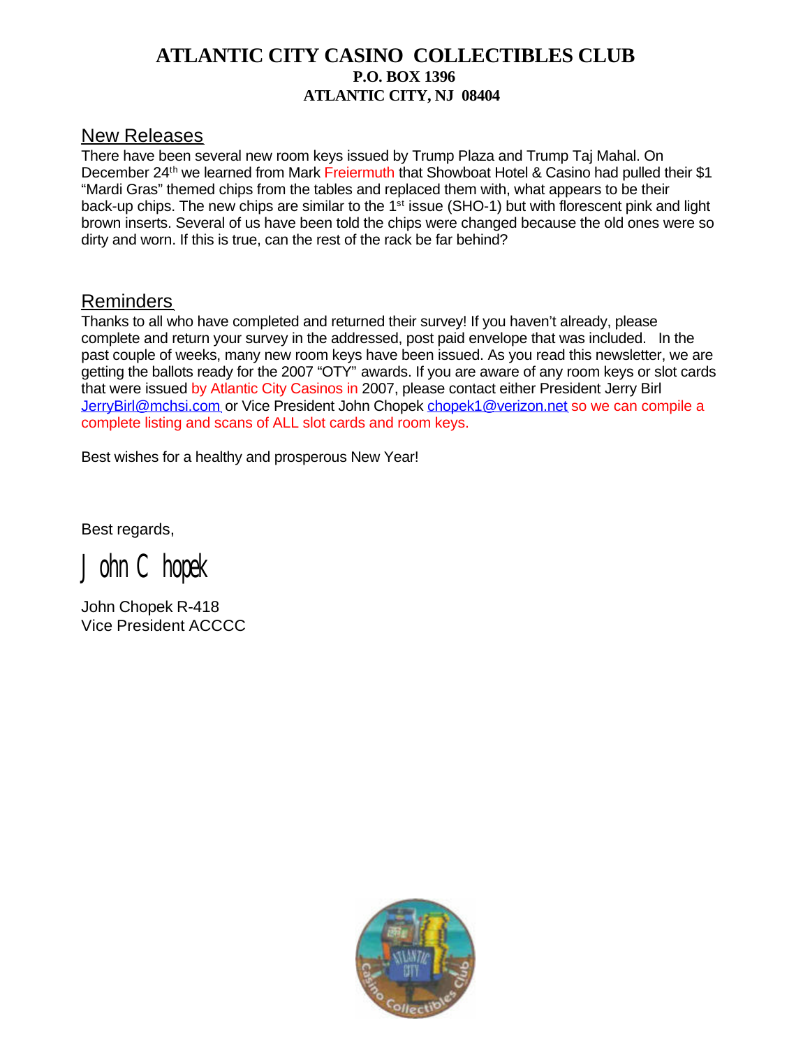**ATLANTIC CITY CASINO COLLECTIBLES CLUB**
**P.O. BOX 1396**
**ATLANTIC CITY, NJ 08404**

## New Releases

There have been several new room keys issued by Trump Plaza and Trump Taj Mahal. On December 24th we learned from Mark Freiermuth that Showboat Hotel & Casino had pulled their $1 “Mardi Gras” themed chips from the tables and replaced them with, what appears to be their back-up chips. The new chips are similar to the 1st issue (SHO-1) but with florescent pink and light brown inserts. Several of us have been told the chips were changed because the old ones were so dirty and worn. If this is true, can the rest of the rack be far behind?

## Reminders

Thanks to all who have completed and returned their survey! If you haven’t already, please complete and return your survey in the addressed, post paid envelope that was included. In the past couple of weeks, many new room keys have been issued. As you read this newsletter, we are getting the ballots ready for the 2007 “OTY” awards. If you are aware of any room keys or slot cards that were issued by Atlantic City Casinos in 2007, please contact either President Jerry Birl JerryBirl@mchsi.com or Vice President John Chopek chopek1@verizon.net so we can compile a complete listing and scans of ALL slot cards and room keys.

Best wishes for a healthy and prosperous New Year!

Best regards,

John Chopek

John Chopek R-418
Vice President ACCCC